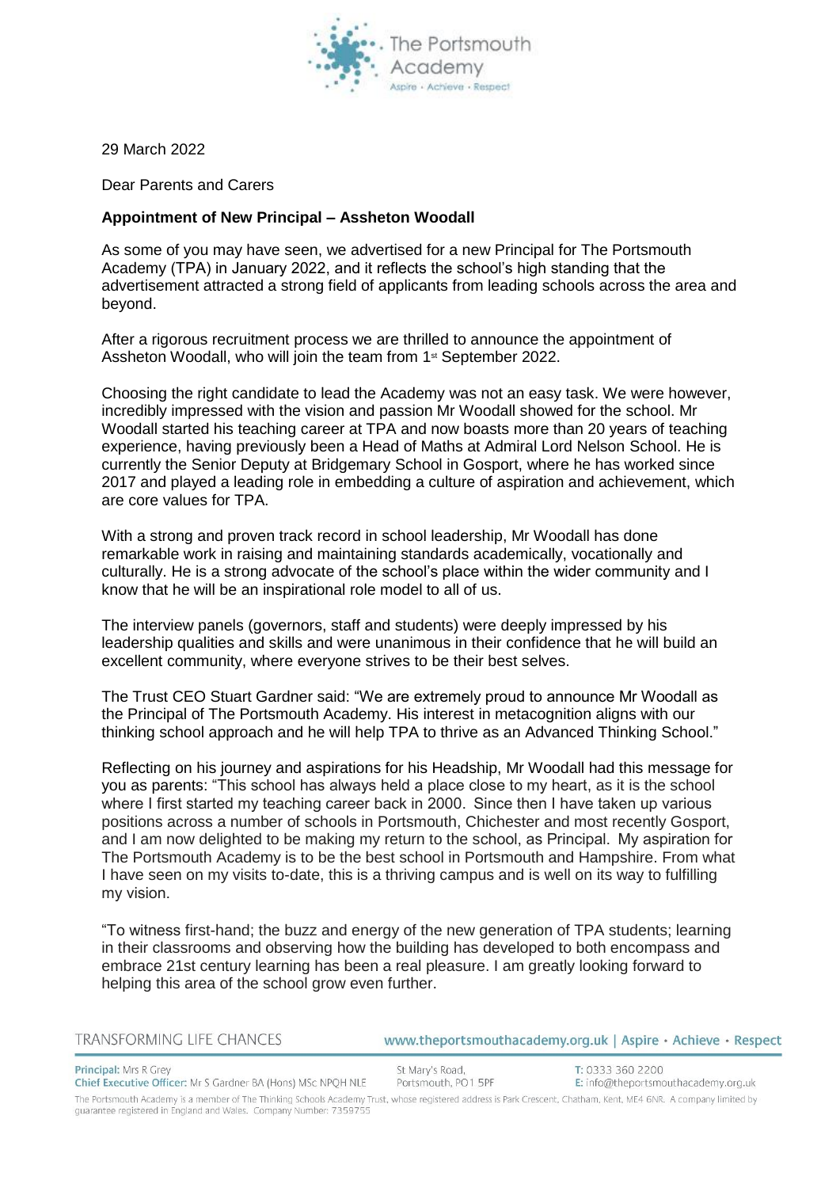29 March 2022

Dear Parents and Carers

**Appointment of New Principal – Assheton Woodall**

As some of you may have seen, we advertised for a new Principal for The Portsmouth Academy (TPA) in January 2022, and it reflects the school's high standing that the advertisement attracted a strong field of applicants from leading schools across the area and beyond.

After a rigorous recruitment process we are thrilled to announce the appointment of Assheton Woodall, who will join the team from 1st September 2022.

Choosing the right candidate to lead the Academy was not an easy task. We were however, incredibly impressed with the vision and passion Mr Woodall showed for the school. Mr Woodall started his teaching career at TPA and now boasts more than 20 years of teaching experience, having previously been a Head of Maths at Admiral Lord Nelson School. He is currently the Senior Deputy at Bridgemary School in Gosport, where he has worked since 2017 and played a leading role in embedding a culture of aspiration and achievement, which are core values for TPA.

With a strong and proven track record in school leadership, Mr Woodall has done remarkable work in raising and maintaining standards academically, vocationally and culturally. He is a strong advocate of the school's place within the wider community and I know that he will be an inspirational role model to all of us.

The interview panels (governors, staff and students) were deeply impressed by his leadership qualities and skills and were unanimous in their confidence that he will build an excellent community, where everyone strives to be their best selves.

The Trust CEO Stuart Gardner said: "We are extremely proud to announce Mr Woodall as the Principal of The Portsmouth Academy. His interest in metacognition aligns with our thinking school approach and he will help TPA to thrive as an Advanced Thinking School."

Reflecting on his journey and aspirations for his Headship, Mr Woodall had this message for you as parents: "This school has always held a place close to my heart, as it is the school where I first started my teaching career back in 2000. Since then I have taken up various positions across a number of schools in Portsmouth, Chichester and most recently Gosport, and I am now delighted to be making my return to the school, as Principal. My aspiration for The Portsmouth Academy is to be the best school in Portsmouth and Hampshire. From what I have seen on my visits to-date, this is a thriving campus and is well on its way to fulfilling my vision.

"To witness first-hand; the buzz and energy of the new generation of TPA students; learning in their classrooms and observing how the building has developed to both encompass and embrace 21st century learning has been a real pleasure. I am greatly looking forward to helping this area of the school grow even further.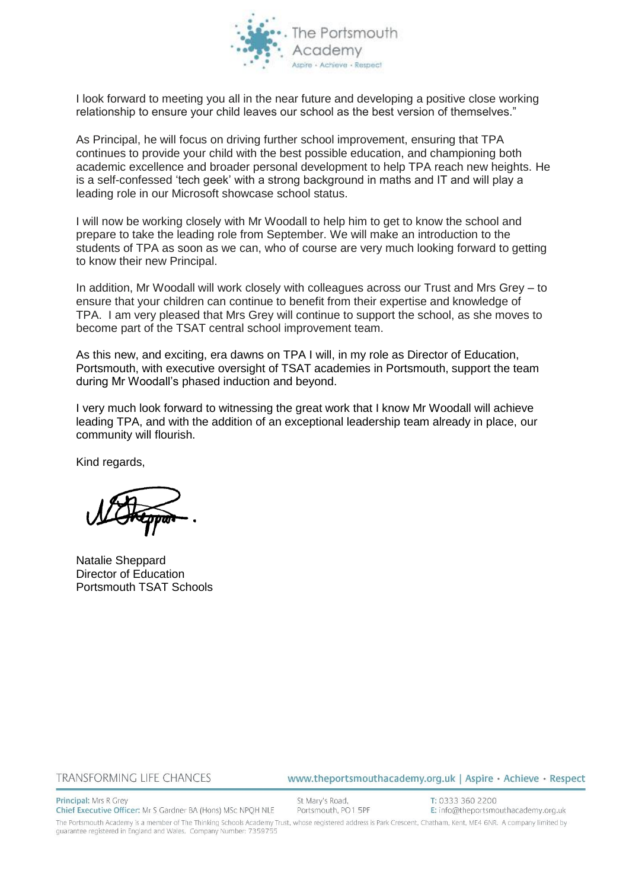I look forward to meeting you all in the near future and developing a positive close working relationship to ensure your child leaves our school as the best version of themselves."

As Principal, he will focus on driving further school improvement, ensuring that TPA continues to provide your child with the best possible education, and championing both academic excellence and broader personal development to help TPA reach new heights. He is a self-confessed 'tech geek' with a strong background in maths and IT and will play a leading role in our Microsoft showcase school status.

I will now be working closely with Mr Woodall to help him to get to know the school and prepare to take the leading role from September. We will make an introduction to the students of TPA as soon as we can, who of course are very much looking forward to getting to know their new Principal.

In addition, Mr Woodall will work closely with colleagues across our Trust and Mrs Grey – to ensure that your children can continue to benefit from their expertise and knowledge of TPA. I am very pleased that Mrs Grey will continue to support the school, as she moves to become part of the TSAT central school improvement team.

As this new, and exciting, era dawns on TPA I will, in my role as Director of Education, Portsmouth, with executive oversight of TSAT academies in Portsmouth, support the team during Mr Woodall's phased induction and beyond.

I very much look forward to witnessing the great work that I know Mr Woodall will achieve leading TPA, and with the addition of an exceptional leadership team already in place, our community will flourish.

Kind regards,

Natalie Sheppard
Director of Education
Portsmouth TSAT Schools

TRANSFORMING LIFE CHANCES

www.theportsmouthacademy.org.uk | Aspire · Achieve · Respect

**Principal:** Mrs R Grey
**Chief Executive Officer:** Mr S Gardner BA (Hons) MSc NPQH NLE

St Mary's Road,
Portsmouth, PO1 5PF

**T:** 0333 360 2200
**E:** info@theportsmouthacademy.org.uk

The Portsmouth Academy is a member of The Thinking Schools Academy Trust, whose registered address is Park Crescent, Chatham, Kent, ME4 6NR. A company limited by guarantee registered in England and Wales. Company Number: 7359755